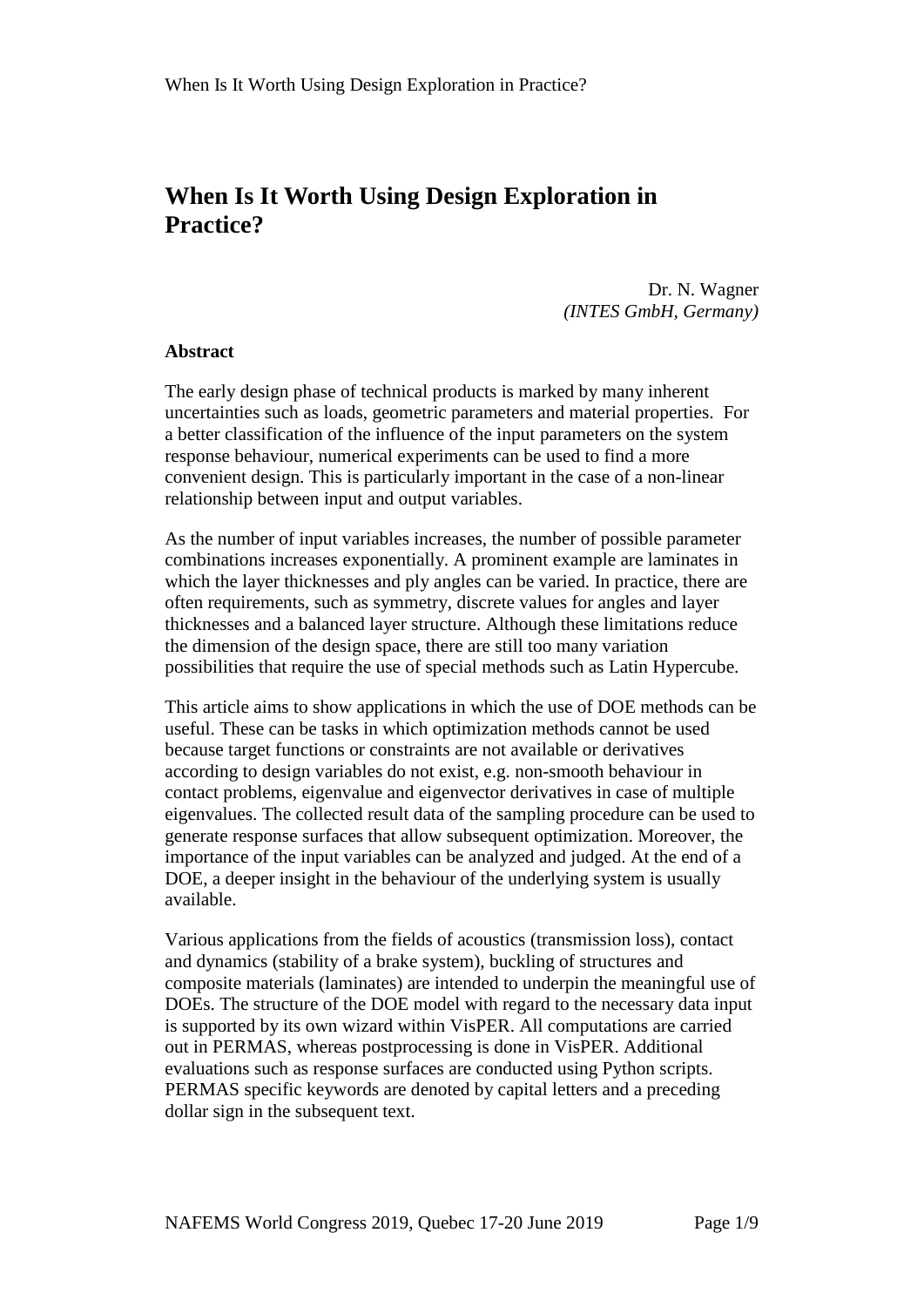# When Is It Worth Using Design Exploration in Practice?

Dr. N. Wagner
*(INTES GmbH, Germany)*

**Abstract**

The early design phase of technical products is marked by many inherent uncertainties such as loads, geometric parameters and material properties. For a better classification of the influence of the input parameters on the system response behaviour, numerical experiments can be used to find a more convenient design. This is particularly important in the case of a non-linear relationship between input and output variables.

As the number of input variables increases, the number of possible parameter combinations increases exponentially. A prominent example are laminates in which the layer thicknesses and ply angles can be varied. In practice, there are often requirements, such as symmetry, discrete values for angles and layer thicknesses and a balanced layer structure. Although these limitations reduce the dimension of the design space, there are still too many variation possibilities that require the use of special methods such as Latin Hypercube.

This article aims to show applications in which the use of DOE methods can be useful. These can be tasks in which optimization methods cannot be used because target functions or constraints are not available or derivatives according to design variables do not exist, e.g. non-smooth behaviour in contact problems, eigenvalue and eigenvector derivatives in case of multiple eigenvalues. The collected result data of the sampling procedure can be used to generate response surfaces that allow subsequent optimization. Moreover, the importance of the input variables can be analyzed and judged. At the end of a DOE, a deeper insight in the behaviour of the underlying system is usually available.

Various applications from the fields of acoustics (transmission loss), contact and dynamics (stability of a brake system), buckling of structures and composite materials (laminates) are intended to underpin the meaningful use of DOEs. The structure of the DOE model with regard to the necessary data input is supported by its own wizard within VisPER. All computations are carried out in PERMAS, whereas postprocessing is done in VisPER. Additional evaluations such as response surfaces are conducted using Python scripts. PERMAS specific keywords are denoted by capital letters and a preceding dollar sign in the subsequent text.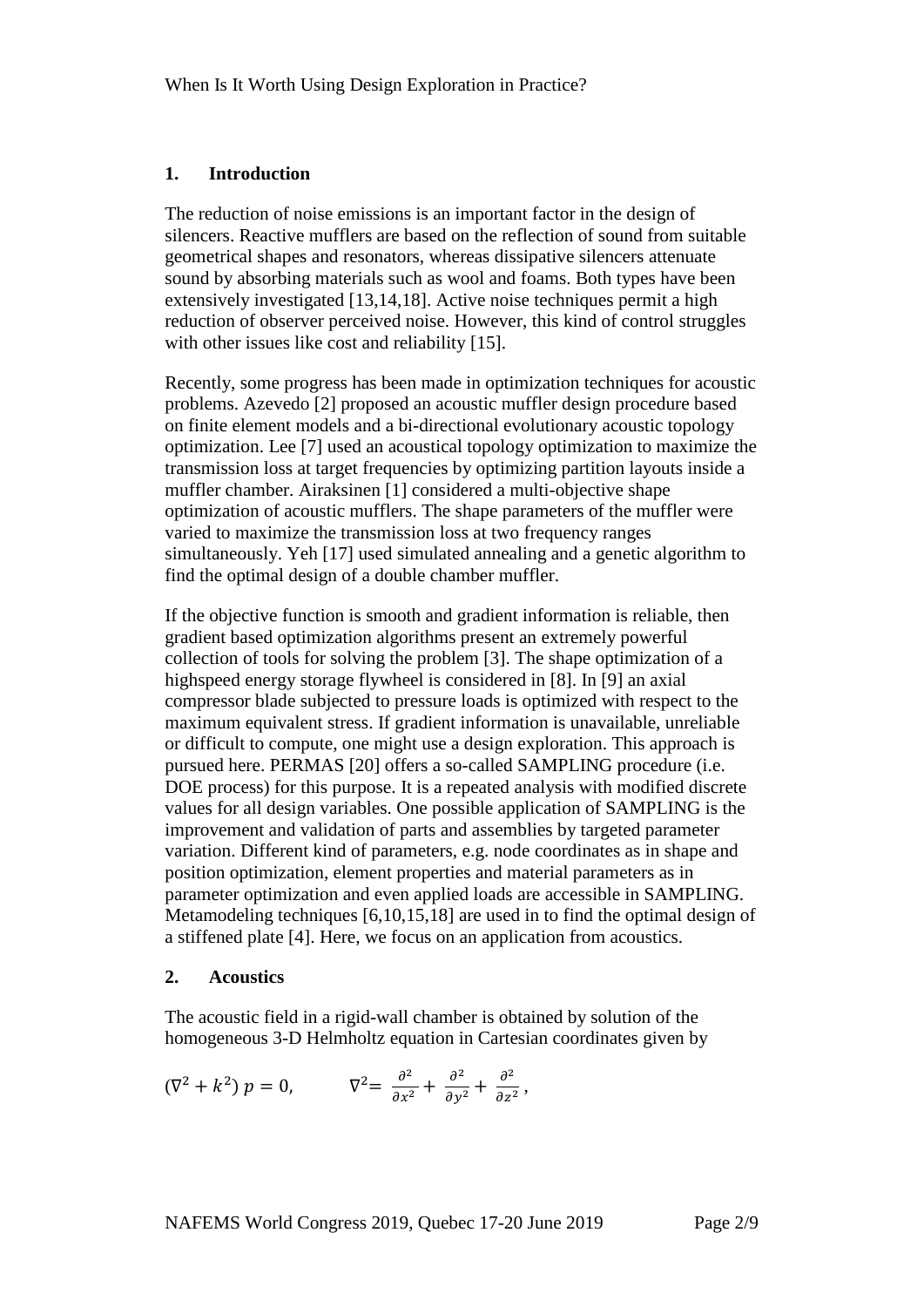## 1. Introduction

The reduction of noise emissions is an important factor in the design of silencers. Reactive mufflers are based on the reflection of sound from suitable geometrical shapes and resonators, whereas dissipative silencers attenuate sound by absorbing materials such as wool and foams. Both types have been extensively investigated [13,14,18]. Active noise techniques permit a high reduction of observer perceived noise. However, this kind of control struggles with other issues like cost and reliability [15].

Recently, some progress has been made in optimization techniques for acoustic problems. Azevedo [2] proposed an acoustic muffler design procedure based on finite element models and a bi-directional evolutionary acoustic topology optimization. Lee [7] used an acoustical topology optimization to maximize the transmission loss at target frequencies by optimizing partition layouts inside a muffler chamber. Airaksinen [1] considered a multi-objective shape optimization of acoustic mufflers. The shape parameters of the muffler were varied to maximize the transmission loss at two frequency ranges simultaneously. Yeh [17] used simulated annealing and a genetic algorithm to find the optimal design of a double chamber muffler.

If the objective function is smooth and gradient information is reliable, then gradient based optimization algorithms present an extremely powerful collection of tools for solving the problem [3]. The shape optimization of a highspeed energy storage flywheel is considered in [8]. In [9] an axial compressor blade subjected to pressure loads is optimized with respect to the maximum equivalent stress. If gradient information is unavailable, unreliable or difficult to compute, one might use a design exploration. This approach is pursued here. PERMAS [20] offers a so-called SAMPLING procedure (i.e. DOE process) for this purpose. It is a repeated analysis with modified discrete values for all design variables. One possible application of SAMPLING is the improvement and validation of parts and assemblies by targeted parameter variation. Different kind of parameters, e.g. node coordinates as in shape and position optimization, element properties and material parameters as in parameter optimization and even applied loads are accessible in SAMPLING. Metamodeling techniques [6,10,15,18] are used in to find the optimal design of a stiffened plate [4]. Here, we focus on an application from acoustics.

## 2. Acoustics

The acoustic field in a rigid-wall chamber is obtained by solution of the homogeneous 3-D Helmholtz equation in Cartesian coordinates given by

$$(\nabla^2 + k^2)\, p = 0, \qquad \nabla^2 = \frac{\partial^2}{\partial x^2} + \frac{\partial^2}{\partial y^2} + \frac{\partial^2}{\partial z^2},$$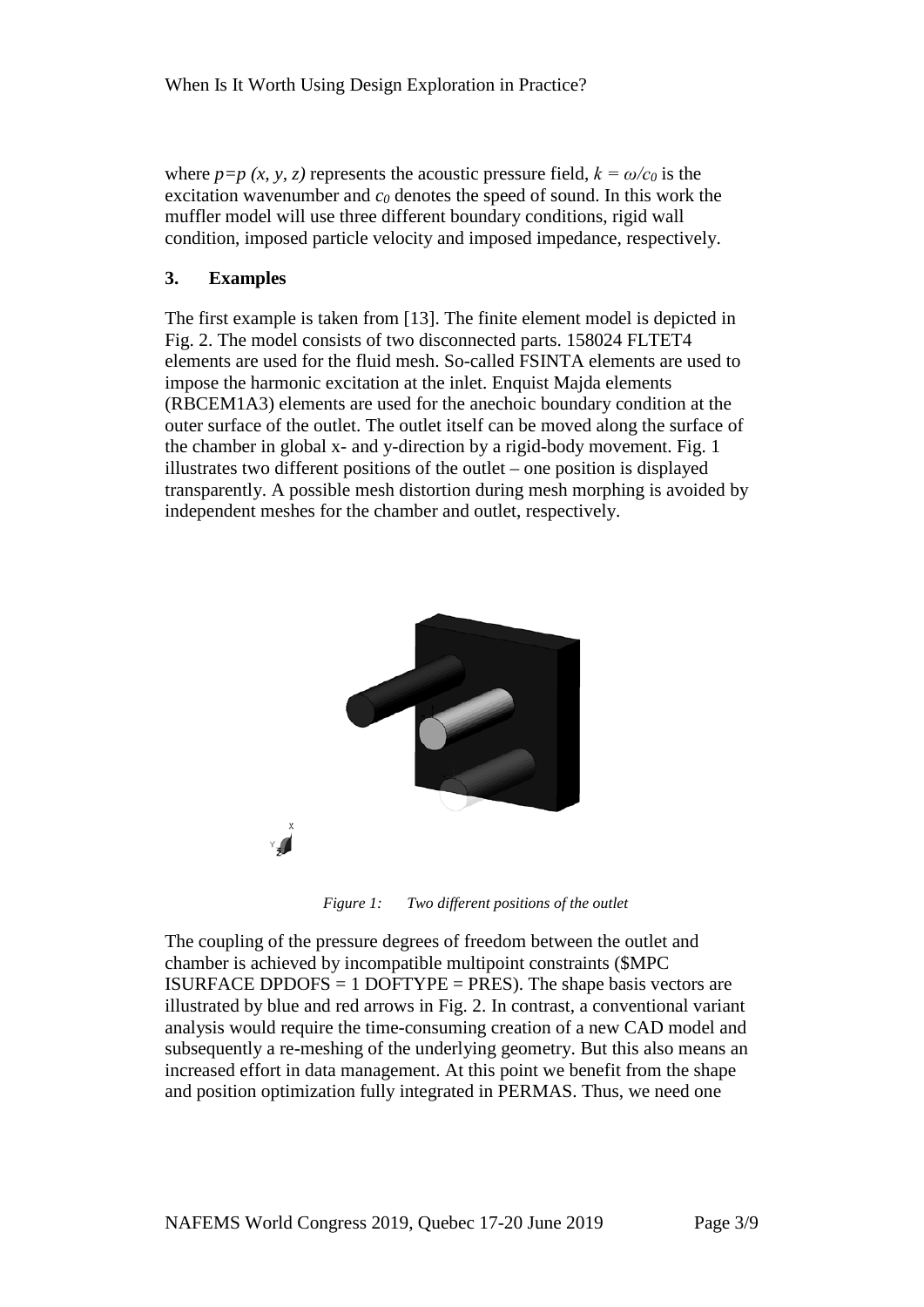where $p=p\ (x, y, z)$ represents the acoustic pressure field, $k = \omega/c_0$ is the excitation wavenumber and $c_0$ denotes the speed of sound. In this work the muffler model will use three different boundary conditions, rigid wall condition, imposed particle velocity and imposed impedance, respectively.

## 3. Examples

The first example is taken from [13]. The finite element model is depicted in Fig. 2. The model consists of two disconnected parts. 158024 FLTET4 elements are used for the fluid mesh. So-called FSINTA elements are used to impose the harmonic excitation at the inlet. Enquist Majda elements (RBCEM1A3) elements are used for the anechoic boundary condition at the outer surface of the outlet. The outlet itself can be moved along the surface of the chamber in global x- and y-direction by a rigid-body movement. Fig. 1 illustrates two different positions of the outlet – one position is displayed transparently. A possible mesh distortion during mesh morphing is avoided by independent meshes for the chamber and outlet, respectively.

*Figure 1: Two different positions of the outlet*

The coupling of the pressure degrees of freedom between the outlet and chamber is achieved by incompatible multipoint constraints ($MPC ISURFACE DPDOFS = 1 DOFTYPE = PRES). The shape basis vectors are illustrated by blue and red arrows in Fig. 2. In contrast, a conventional variant analysis would require the time-consuming creation of a new CAD model and subsequently a re-meshing of the underlying geometry. But this also means an increased effort in data management. At this point we benefit from the shape and position optimization fully integrated in PERMAS. Thus, we need one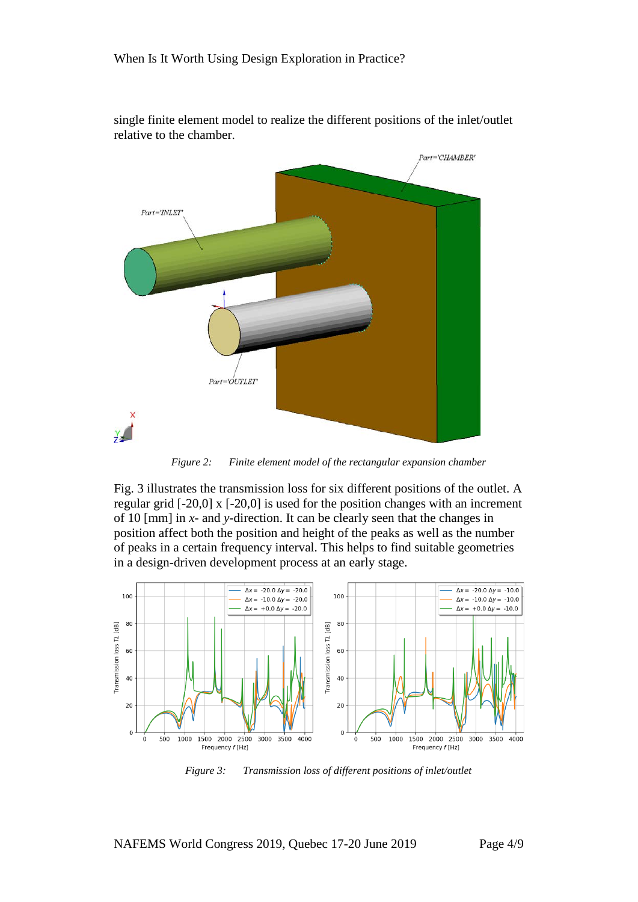single finite element model to realize the different positions of the inlet/outlet relative to the chamber.

*Figure 2: Finite element model of the rectangular expansion chamber*

Fig. 3 illustrates the transmission loss for six different positions of the outlet. A regular grid [-20,0] x [-20,0] is used for the position changes with an increment of 10 [mm] in *x*- and *y*-direction. It can be clearly seen that the changes in position affect both the position and height of the peaks as well as the number of peaks in a certain frequency interval. This helps to find suitable geometries in a design-driven development process at an early stage.

*Figure 3: Transmission loss of different positions of inlet/outlet*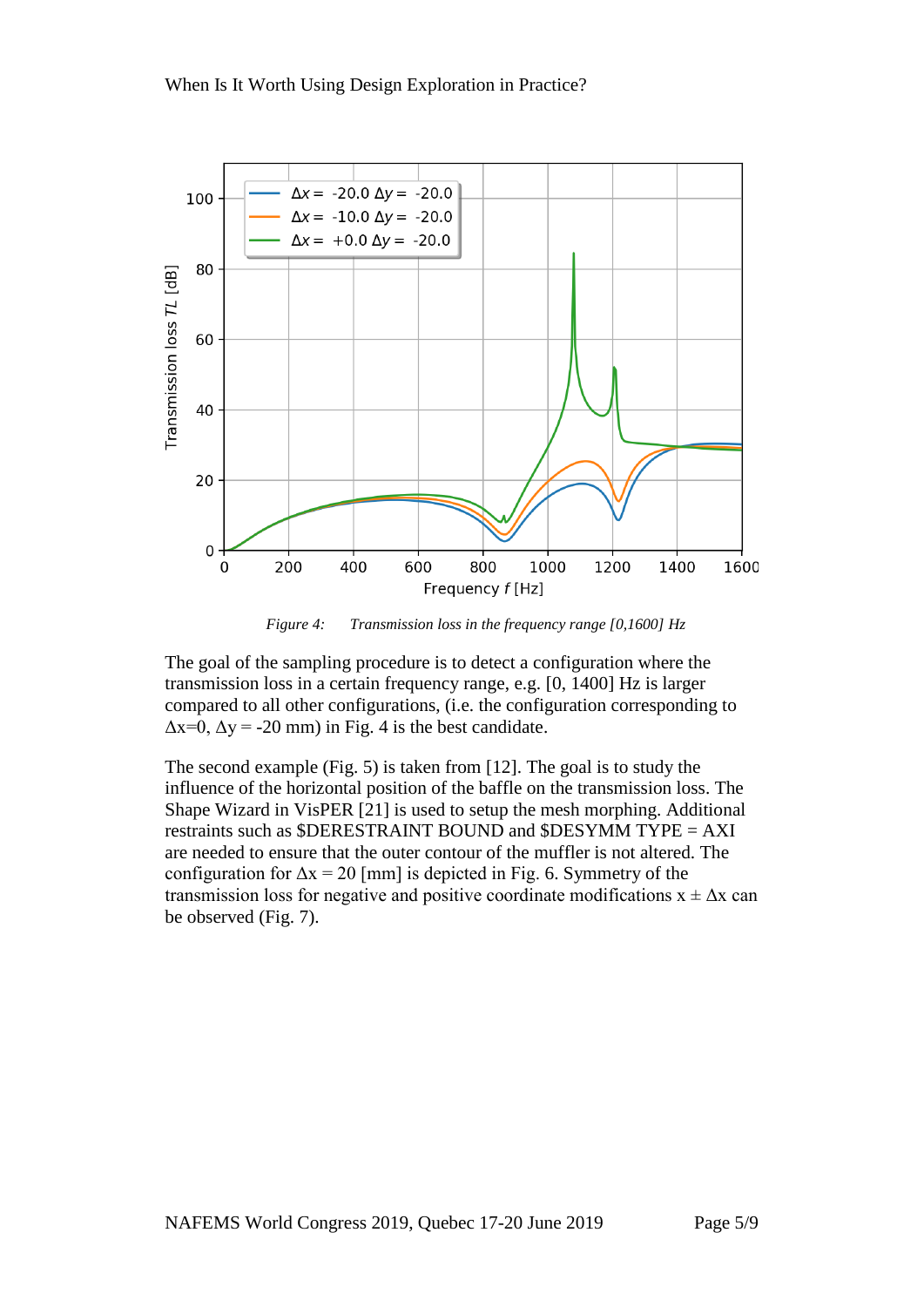*Figure 4: Transmission loss in the frequency range [0,1600] Hz*

The goal of the sampling procedure is to detect a configuration where the transmission loss in a certain frequency range, e.g. [0, 1400] Hz is larger compared to all other configurations, (i.e. the configuration corresponding to $\Delta x$=0, $\Delta y$ = -20 mm) in Fig. 4 is the best candidate.

The second example (Fig. 5) is taken from [12]. The goal is to study the influence of the horizontal position of the baffle on the transmission loss. The Shape Wizard in VisPER [21] is used to setup the mesh morphing. Additional restraints such as $DERESTRAINT BOUND and $DESYMM TYPE = AXI are needed to ensure that the outer contour of the muffler is not altered. The configuration for $\Delta x$ = 20 [mm] is depicted in Fig. 6. Symmetry of the transmission loss for negative and positive coordinate modifications $x \pm \Delta x$ can be observed (Fig. 7).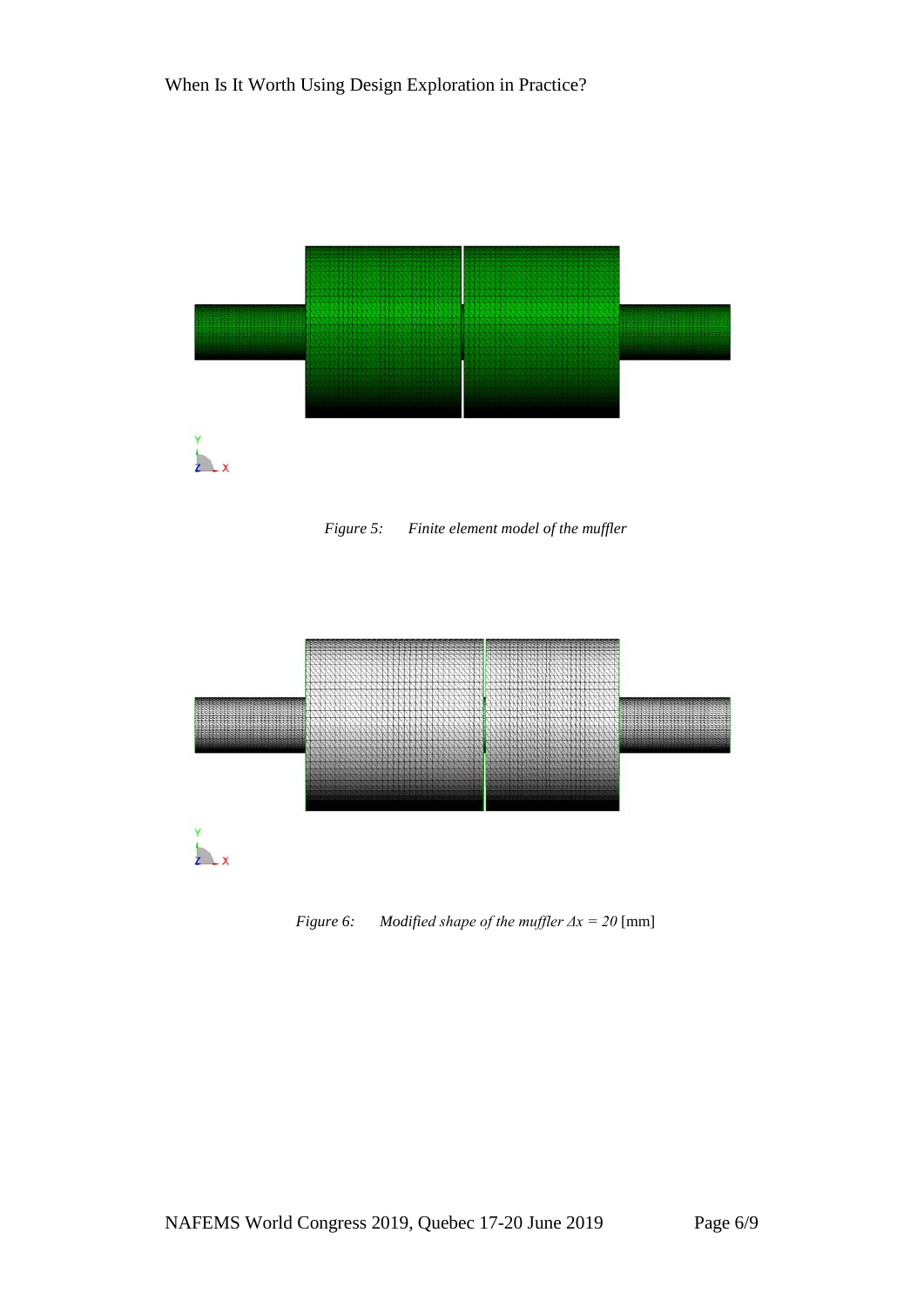*Figure 5: Finite element model of the muffler*

*Figure 6: Modified shape of the muffler $\Delta x = 20$* [mm]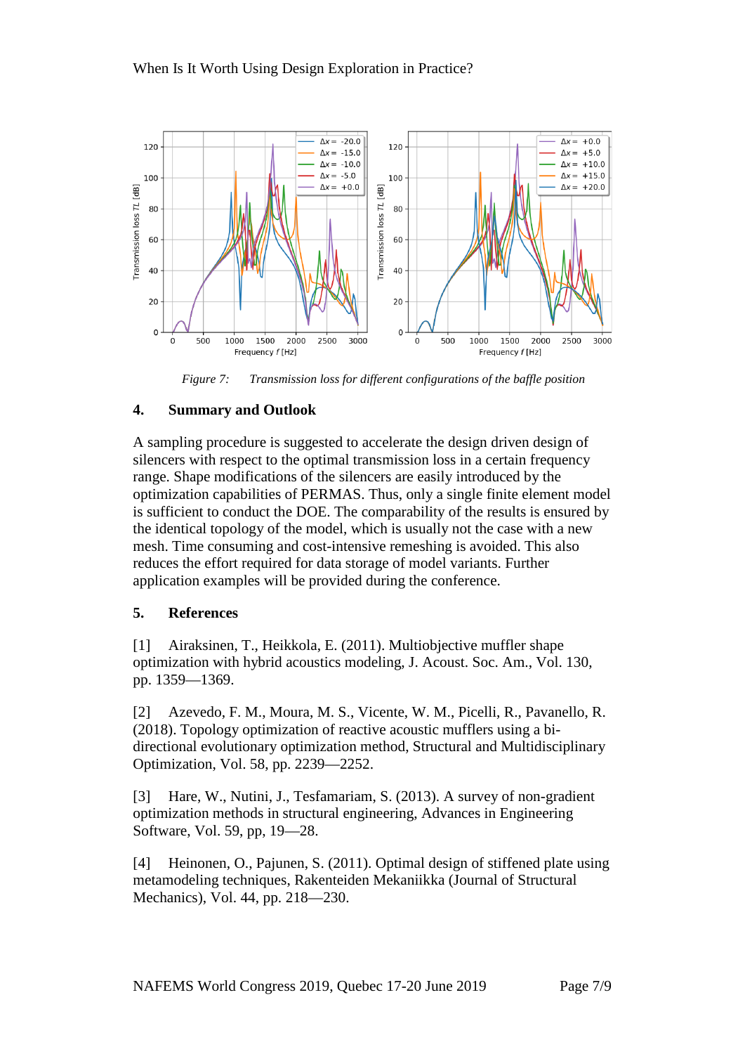*Figure 7: Transmission loss for different configurations of the baffle position*

## 4. Summary and Outlook

A sampling procedure is suggested to accelerate the design driven design of silencers with respect to the optimal transmission loss in a certain frequency range. Shape modifications of the silencers are easily introduced by the optimization capabilities of PERMAS. Thus, only a single finite element model is sufficient to conduct the DOE. The comparability of the results is ensured by the identical topology of the model, which is usually not the case with a new mesh. Time consuming and cost-intensive remeshing is avoided. This also reduces the effort required for data storage of model variants. Further application examples will be provided during the conference.

## 5. References

[1] Airaksinen, T., Heikkola, E. (2011). Multiobjective muffler shape optimization with hybrid acoustics modeling, J. Acoust. Soc. Am., Vol. 130, pp. 1359—1369.

[2] Azevedo, F. M., Moura, M. S., Vicente, W. M., Picelli, R., Pavanello, R. (2018). Topology optimization of reactive acoustic mufflers using a bi-directional evolutionary optimization method, Structural and Multidisciplinary Optimization, Vol. 58, pp. 2239—2252.

[3] Hare, W., Nutini, J., Tesfamariam, S. (2013). A survey of non-gradient optimization methods in structural engineering, Advances in Engineering Software, Vol. 59, pp, 19—28.

[4] Heinonen, O., Pajunen, S. (2011). Optimal design of stiffened plate using metamodeling techniques, Rakenteiden Mekaniikka (Journal of Structural Mechanics), Vol. 44, pp. 218—230.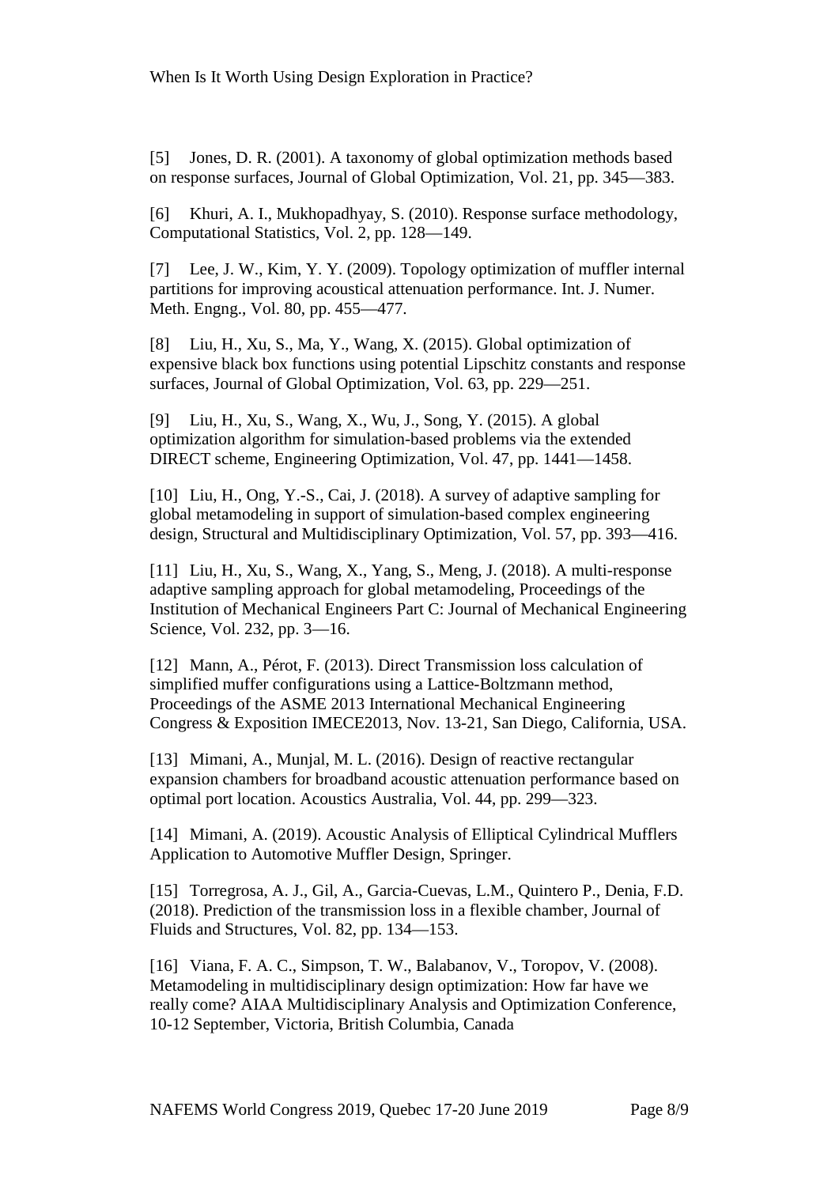[5] Jones, D. R. (2001). A taxonomy of global optimization methods based on response surfaces, Journal of Global Optimization, Vol. 21, pp. 345—383.

[6] Khuri, A. I., Mukhopadhyay, S. (2010). Response surface methodology, Computational Statistics, Vol. 2, pp. 128—149.

[7] Lee, J. W., Kim, Y. Y. (2009). Topology optimization of muffler internal partitions for improving acoustical attenuation performance. Int. J. Numer. Meth. Engng., Vol. 80, pp. 455—477.

[8] Liu, H., Xu, S., Ma, Y., Wang, X. (2015). Global optimization of expensive black box functions using potential Lipschitz constants and response surfaces, Journal of Global Optimization, Vol. 63, pp. 229—251.

[9] Liu, H., Xu, S., Wang, X., Wu, J., Song, Y. (2015). A global optimization algorithm for simulation-based problems via the extended DIRECT scheme, Engineering Optimization, Vol. 47, pp. 1441—1458.

[10] Liu, H., Ong, Y.-S., Cai, J. (2018). A survey of adaptive sampling for global metamodeling in support of simulation-based complex engineering design, Structural and Multidisciplinary Optimization, Vol. 57, pp. 393—416.

[11] Liu, H., Xu, S., Wang, X., Yang, S., Meng, J. (2018). A multi-response adaptive sampling approach for global metamodeling, Proceedings of the Institution of Mechanical Engineers Part C: Journal of Mechanical Engineering Science, Vol. 232, pp. 3—16.

[12] Mann, A., Pérot, F. (2013). Direct Transmission loss calculation of simplified muffer configurations using a Lattice-Boltzmann method, Proceedings of the ASME 2013 International Mechanical Engineering Congress & Exposition IMECE2013, Nov. 13-21, San Diego, California, USA.

[13] Mimani, A., Munjal, M. L. (2016). Design of reactive rectangular expansion chambers for broadband acoustic attenuation performance based on optimal port location. Acoustics Australia, Vol. 44, pp. 299—323.

[14] Mimani, A. (2019). Acoustic Analysis of Elliptical Cylindrical Mufflers Application to Automotive Muffler Design, Springer.

[15] Torregrosa, A. J., Gil, A., Garcia-Cuevas, L.M., Quintero P., Denia, F.D. (2018). Prediction of the transmission loss in a flexible chamber, Journal of Fluids and Structures, Vol. 82, pp. 134—153.

[16] Viana, F. A. C., Simpson, T. W., Balabanov, V., Toropov, V. (2008). Metamodeling in multidisciplinary design optimization: How far have we really come? AIAA Multidisciplinary Analysis and Optimization Conference, 10-12 September, Victoria, British Columbia, Canada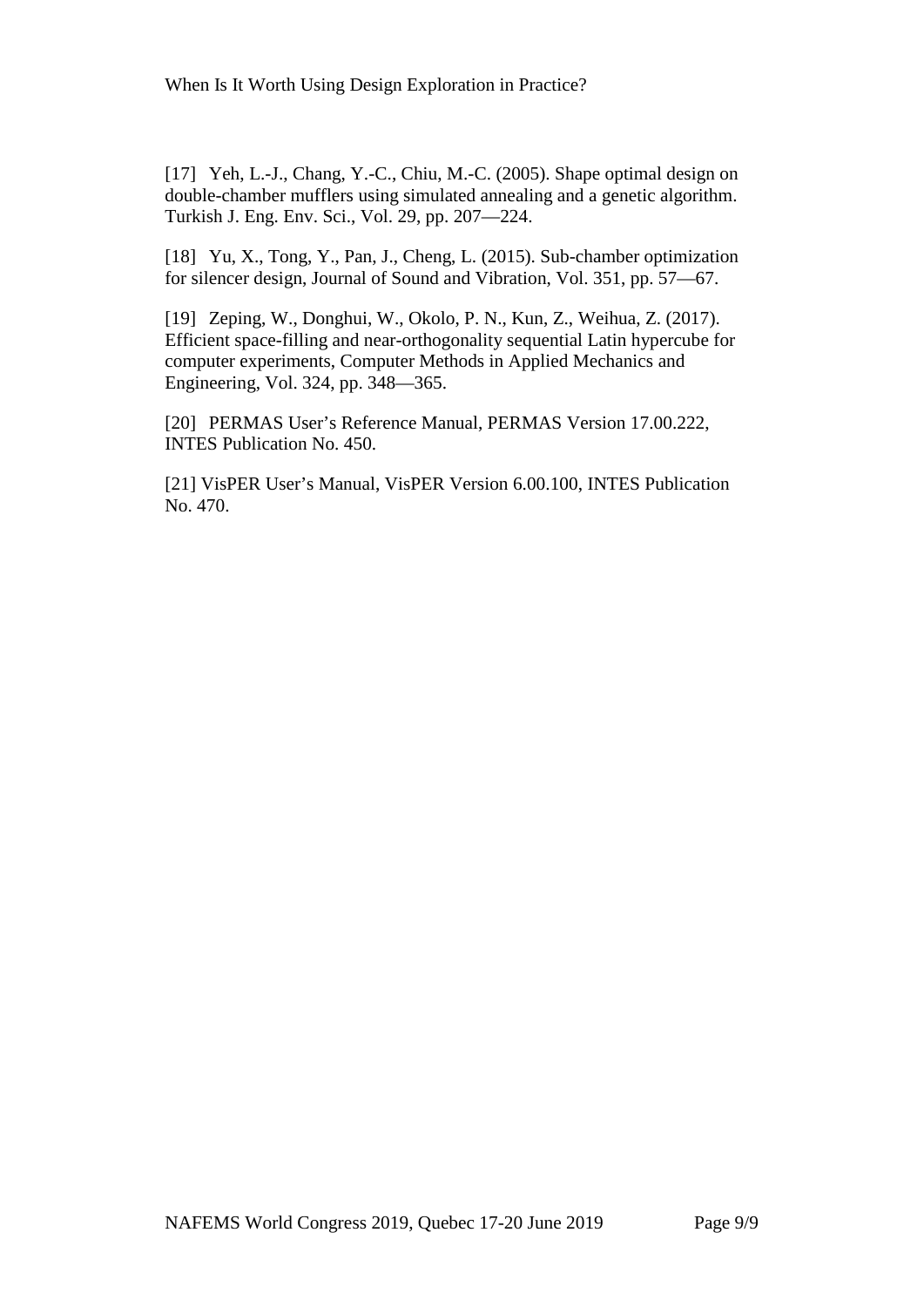[17] Yeh, L.-J., Chang, Y.-C., Chiu, M.-C. (2005). Shape optimal design on double-chamber mufflers using simulated annealing and a genetic algorithm. Turkish J. Eng. Env. Sci., Vol. 29, pp. 207—224.

[18] Yu, X., Tong, Y., Pan, J., Cheng, L. (2015). Sub-chamber optimization for silencer design, Journal of Sound and Vibration, Vol. 351, pp. 57—67.

[19] Zeping, W., Donghui, W., Okolo, P. N., Kun, Z., Weihua, Z. (2017). Efficient space-filling and near-orthogonality sequential Latin hypercube for computer experiments, Computer Methods in Applied Mechanics and Engineering, Vol. 324, pp. 348—365.

[20] PERMAS User's Reference Manual, PERMAS Version 17.00.222, INTES Publication No. 450.

[21] VisPER User's Manual, VisPER Version 6.00.100, INTES Publication No. 470.